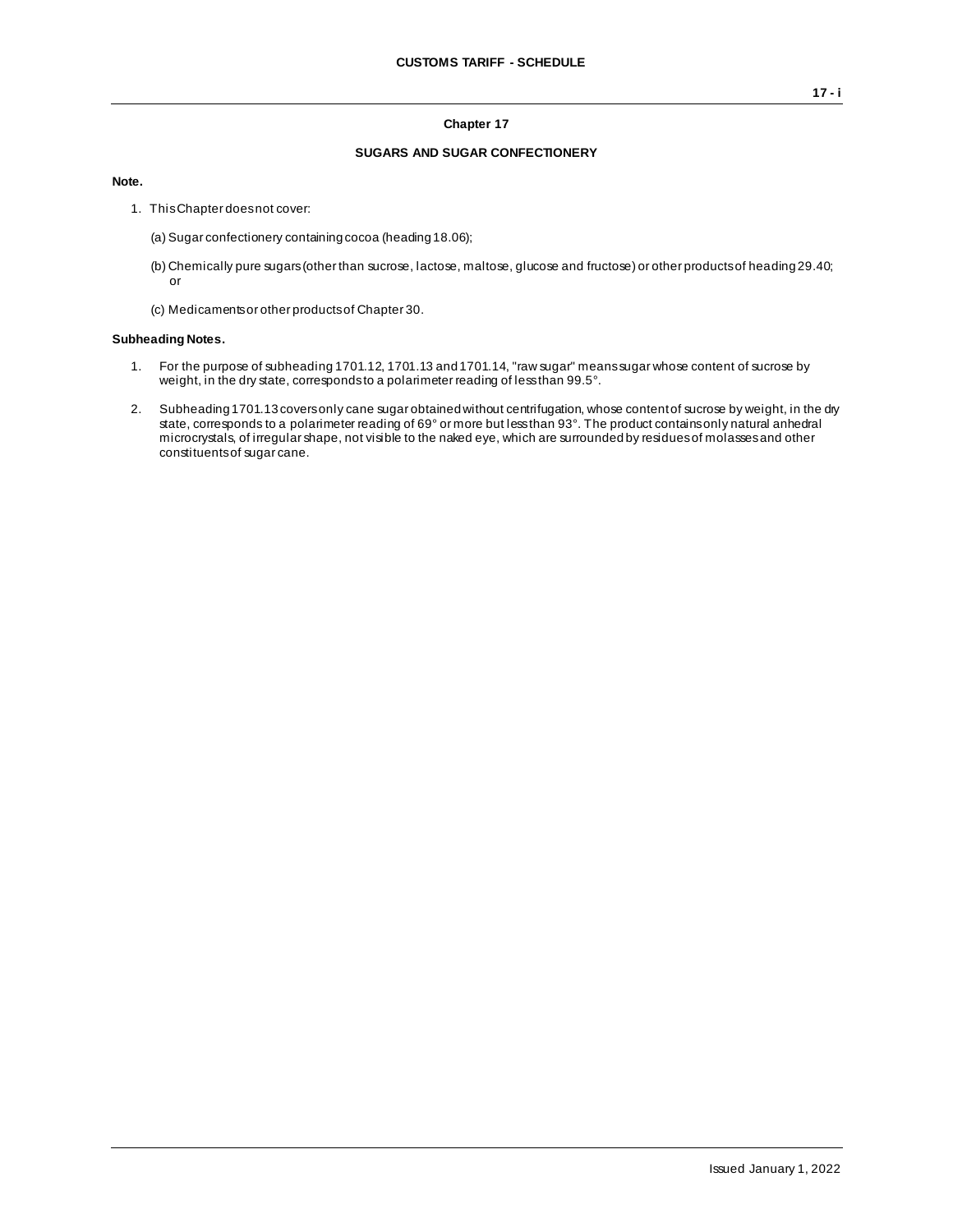## Chapter 17

### SUGARS AND SUGAR CONFECTIONERY

**Note.**

1. This Chapter does not cover:

   (a) Sugar confectionery containing cocoa (heading 18.06);

   (b) Chemically pure sugars (other than sucrose, lactose, maltose, glucose and fructose) or other products of heading 29.40; or

   (c) Medicaments or other products of Chapter 30.

**Subheading Notes.**

1. For the purpose of subheading 1701.12, 1701.13 and 1701.14, "raw sugar" means sugar whose content of sucrose by weight, in the dry state, corresponds to a polarimeter reading of less than 99.5°.

2. Subheading 1701.13 covers only cane sugar obtained without centrifugation, whose content of sucrose by weight, in the dry state, corresponds to a polarimeter reading of 69° or more but less than 93°. The product contains only natural anhedral microcrystals, of irregular shape, not visible to the naked eye, which are surrounded by residues of molasses and other constituents of sugar cane.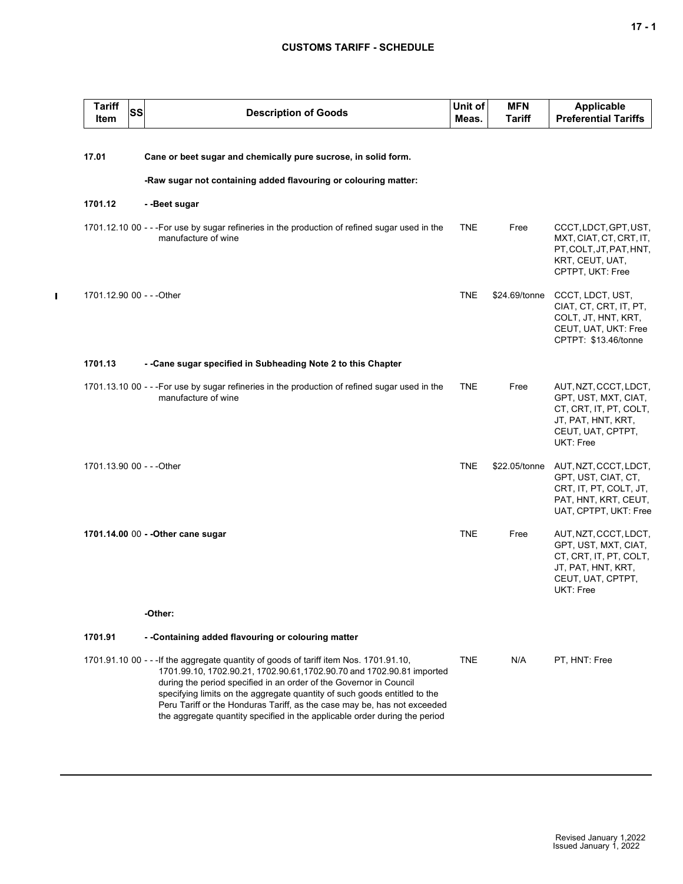| Tariff Item | SS | Description of Goods | Unit of Meas. | MFN Tariff | Applicable Preferential Tariffs |
|---|---|---|---|---|---|
| **17.01** | | **Cane or beet sugar and chemically pure sucrose, in solid form.** | | | |
| | | **-Raw sugar not containing added flavouring or colouring matter:** | | | |
| **1701.12** | | **- -Beet sugar** | | | |
| 1701.12.10 | 00 | - - -For use by sugar refineries in the production of refined sugar used in the manufacture of wine | TNE | Free | CCCT, LDCT, GPT, UST, MXT, CIAT, CT, CRT, IT, PT, COLT, JT, PAT, HNT, KRT, CEUT, UAT, CPTPT, UKT: Free |
| 1701.12.90 | 00 | - - -Other | TNE | $24.69/tonne | CCCT, LDCT, UST, CIAT, CT, CRT, IT, PT, COLT, JT, HNT, KRT, CEUT, UAT, UKT: Free<br>CPTPT: $13.46/tonne |
| **1701.13** | | **- -Cane sugar specified in Subheading Note 2 to this Chapter** | | | |
| 1701.13.10 | 00 | - - -For use by sugar refineries in the production of refined sugar used in the manufacture of wine | TNE | Free | AUT, NZT, CCCT, LDCT, GPT, UST, MXT, CIAT, CT, CRT, IT, PT, COLT, JT, PAT, HNT, KRT, CEUT, UAT, CPTPT, UKT: Free |
| 1701.13.90 | 00 | - - -Other | TNE | $22.05/tonne | AUT, NZT, CCCT, LDCT, GPT, UST, CIAT, CT, CRT, IT, PT, COLT, JT, PAT, HNT, KRT, CEUT, UAT, CPTPT, UKT: Free |
| **1701.14.00** | 00 | **- -Other cane sugar** | TNE | Free | AUT, NZT, CCCT, LDCT, GPT, UST, MXT, CIAT, CT, CRT, IT, PT, COLT, JT, PAT, HNT, KRT, CEUT, UAT, CPTPT, UKT: Free |
| | | **-Other:** | | | |
| **1701.91** | | **- -Containing added flavouring or colouring matter** | | | |
| 1701.91.10 | 00 | - - -If the aggregate quantity of goods of tariff item Nos. 1701.91.10, 1701.99.10, 1702.90.21, 1702.90.61, 1702.90.70 and 1702.90.81 imported during the period specified in an order of the Governor in Council specifying limits on the aggregate quantity of such goods entitled to the Peru Tariff or the Honduras Tariff, as the case may be, has not exceeded the aggregate quantity specified in the applicable order during the period | TNE | N/A | PT, HNT: Free |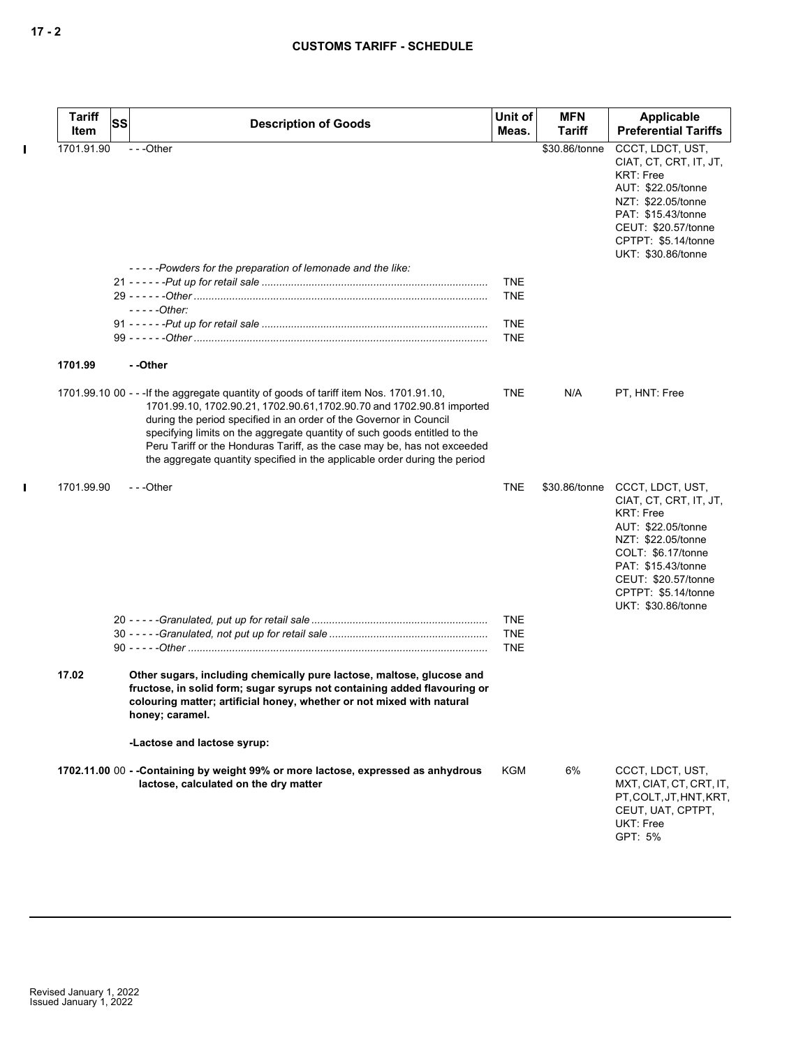| Tariff Item | SS | Description of Goods | Unit of Meas. | MFN Tariff | Applicable Preferential Tariffs |
|---|---|---|---|---|---|
| 1701.91.90 | | - - -Other | | $30.86/tonne | CCCT, LDCT, UST, CIAT, CT, CRT, IT, JT, KRT: Free<br>AUT: $22.05/tonne<br>NZT: $22.05/tonne<br>PAT: $15.43/tonne<br>CEUT: $20.57/tonne<br>CPTPT: $5.14/tonne<br>UKT: $30.86/tonne |
| | | *- - - - -Powders for the preparation of lemonade and the like:* | | | |
| | 21 | *- - - - - -Put up for retail sale* | TNE | | |
| | 29 | *- - - - - -Other* | TNE | | |
| | | *- - - - -Other:* | | | |
| | 91 | *- - - - - -Put up for retail sale* | TNE | | |
| | 99 | *- - - - - -Other* | TNE | | |
| **1701.99** | | **- -Other** | | | |
| 1701.99.10 | 00 | - - -If the aggregate quantity of goods of tariff item Nos. 1701.91.10, 1701.99.10, 1702.90.21, 1702.90.61,1702.90.70 and 1702.90.81 imported during the period specified in an order of the Governor in Council specifying limits on the aggregate quantity of such goods entitled to the Peru Tariff or the Honduras Tariff, as the case may be, has not exceeded the aggregate quantity specified in the applicable order during the period | TNE | N/A | PT, HNT: Free |
| 1701.99.90 | | - - -Other | TNE | $30.86/tonne | CCCT, LDCT, UST, CIAT, CT, CRT, IT, JT, KRT: Free<br>AUT: $22.05/tonne<br>NZT: $22.05/tonne<br>COLT: $6.17/tonne<br>PAT: $15.43/tonne<br>CEUT: $20.57/tonne<br>CPTPT: $5.14/tonne<br>UKT: $30.86/tonne |
| | 20 | *- - - - -Granulated, put up for retail sale* | TNE | | |
| | 30 | *- - - - -Granulated, not put up for retail sale* | TNE | | |
| | 90 | *- - - - -Other* | TNE | | |
| **17.02** | | **Other sugars, including chemically pure lactose, maltose, glucose and fructose, in solid form; sugar syrups not containing added flavouring or colouring matter; artificial honey, whether or not mixed with natural honey; caramel.** | | | |
| | | **-Lactose and lactose syrup:** | | | |
| **1702.11.00** | 00 | **- -Containing by weight 99% or more lactose, expressed as anhydrous lactose, calculated on the dry matter** | KGM | 6% | CCCT, LDCT, UST, MXT, CIAT, CT, CRT, IT, PT, COLT, JT, HNT, KRT, CEUT, UAT, CPTPT, UKT: Free<br>GPT: 5% |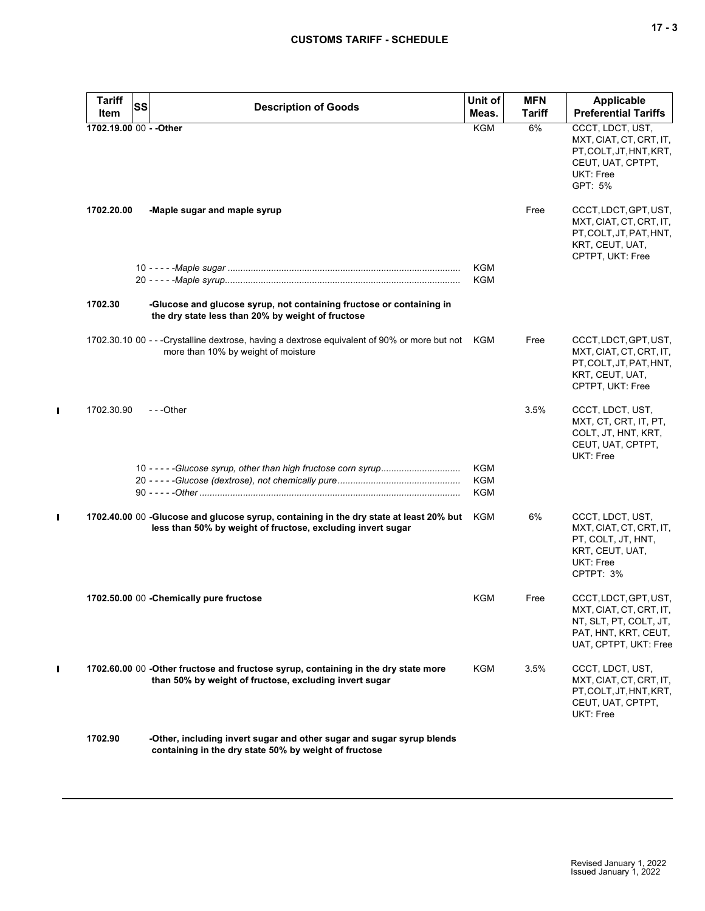| Tariff Item | SS | Description of Goods | Unit of Meas. | MFN Tariff | Applicable Preferential Tariffs |
|---|---|---|---|---|---|
| 1702.19.00 | 00 | - -Other | KGM | 6% | CCCT, LDCT, UST, MXT, CIAT, CT, CRT, IT, PT, COLT, JT, HNT, KRT, CEUT, UAT, CPTPT, UKT: Free<br>GPT: 5% |
| 1702.20.00 | | -Maple sugar and maple syrup | | Free | CCCT, LDCT, GPT, UST, MXT, CIAT, CT, CRT, IT, PT, COLT, JT, PAT, HNT, KRT, CEUT, UAT, CPTPT, UKT: Free |
| | 10 | - - - - -*Maple sugar* | KGM | | |
| | 20 | - - - - -*Maple syrup* | KGM | | |
| 1702.30 | | -Glucose and glucose syrup, not containing fructose or containing in the dry state less than 20% by weight of fructose | | | |
| 1702.30.10 | 00 | - - -Crystalline dextrose, having a dextrose equivalent of 90% or more but not more than 10% by weight of moisture | KGM | Free | CCCT, LDCT, GPT, UST, MXT, CIAT, CT, CRT, IT, PT, COLT, JT, PAT, HNT, KRT, CEUT, UAT, CPTPT, UKT: Free |
| 1702.30.90 | | - - -Other | | 3.5% | CCCT, LDCT, UST, MXT, CT, CRT, IT, PT, COLT, JT, HNT, KRT, CEUT, UAT, CPTPT, UKT: Free |
| | 10 | - - - - -*Glucose syrup, other than high fructose corn syrup* | KGM | | |
| | 20 | - - - - -*Glucose (dextrose), not chemically pure* | KGM | | |
| | 90 | - - - - -*Other* | KGM | | |
| 1702.40.00 | 00 | -Glucose and glucose syrup, containing in the dry state at least 20% but less than 50% by weight of fructose, excluding invert sugar | KGM | 6% | CCCT, LDCT, UST, MXT, CIAT, CT, CRT, IT, PT, COLT, JT, HNT, KRT, CEUT, UAT, UKT: Free<br>CPTPT: 3% |
| 1702.50.00 | 00 | -Chemically pure fructose | KGM | Free | CCCT, LDCT, GPT, UST, MXT, CIAT, CT, CRT, IT, NT, SLT, PT, COLT, JT, PAT, HNT, KRT, CEUT, UAT, CPTPT, UKT: Free |
| 1702.60.00 | 00 | -Other fructose and fructose syrup, containing in the dry state more than 50% by weight of fructose, excluding invert sugar | KGM | 3.5% | CCCT, LDCT, UST, MXT, CIAT, CT, CRT, IT, PT, COLT, JT, HNT, KRT, CEUT, UAT, CPTPT, UKT: Free |
| 1702.90 | | -Other, including invert sugar and other sugar and sugar syrup blends containing in the dry state 50% by weight of fructose | | | |

Revised January 1, 2022
Issued January 1, 2022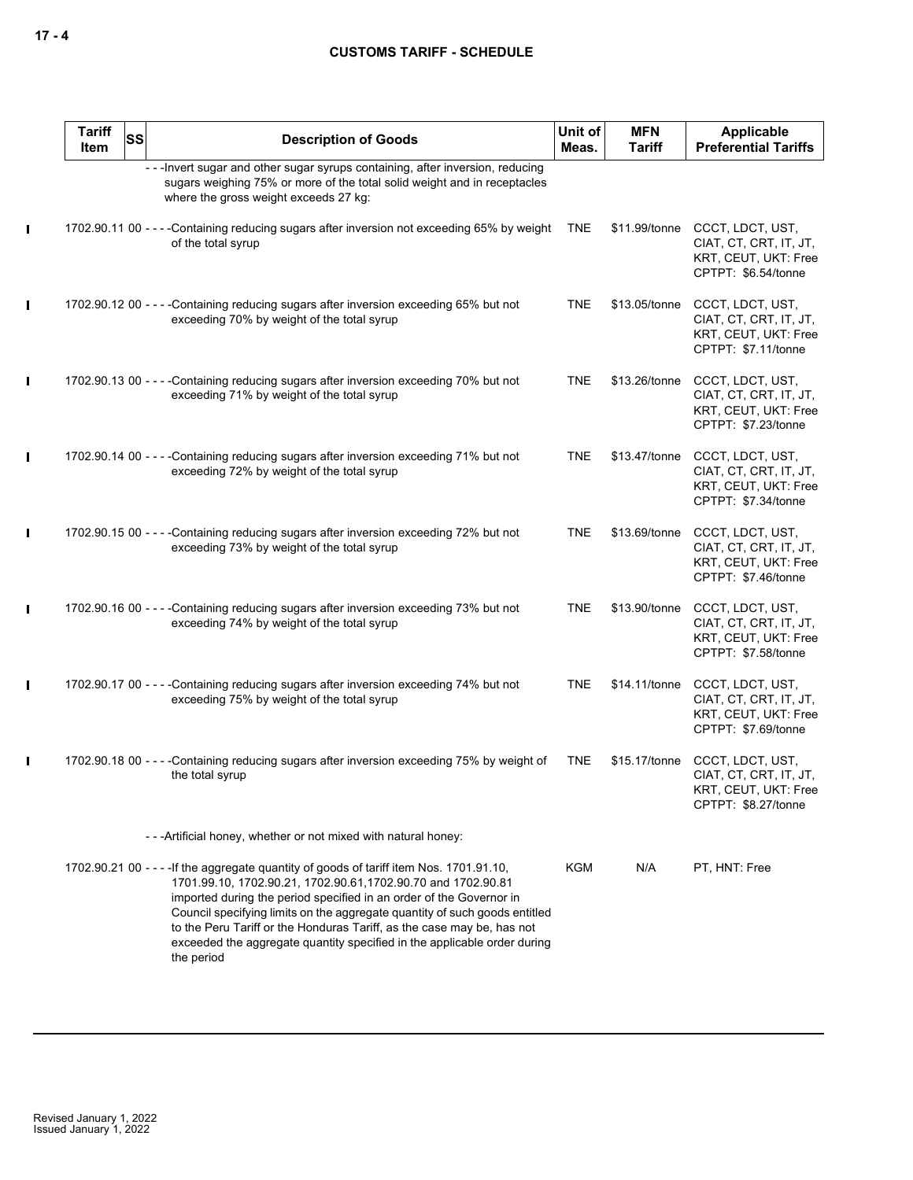| Tariff Item | SS | Description of Goods | Unit of Meas. | MFN Tariff | Applicable Preferential Tariffs |
|---|---|---|---|---|---|
| | | ---Invert sugar and other sugar syrups containing, after inversion, reducing sugars weighing 75% or more of the total solid weight and in receptacles where the gross weight exceeds 27 kg: | | | |
| 1702.90.11 | 00 | ----Containing reducing sugars after inversion not exceeding 65% by weight of the total syrup | TNE | $11.99/tonne | CCCT, LDCT, UST, CIAT, CT, CRT, IT, JT, KRT, CEUT, UKT: Free<br>CPTPT: $6.54/tonne |
| 1702.90.12 | 00 | ----Containing reducing sugars after inversion exceeding 65% but not exceeding 70% by weight of the total syrup | TNE | $13.05/tonne | CCCT, LDCT, UST, CIAT, CT, CRT, IT, JT, KRT, CEUT, UKT: Free<br>CPTPT: $7.11/tonne |
| 1702.90.13 | 00 | ----Containing reducing sugars after inversion exceeding 70% but not exceeding 71% by weight of the total syrup | TNE | $13.26/tonne | CCCT, LDCT, UST, CIAT, CT, CRT, IT, JT, KRT, CEUT, UKT: Free<br>CPTPT: $7.23/tonne |
| 1702.90.14 | 00 | ----Containing reducing sugars after inversion exceeding 71% but not exceeding 72% by weight of the total syrup | TNE | $13.47/tonne | CCCT, LDCT, UST, CIAT, CT, CRT, IT, JT, KRT, CEUT, UKT: Free<br>CPTPT: $7.34/tonne |
| 1702.90.15 | 00 | ----Containing reducing sugars after inversion exceeding 72% but not exceeding 73% by weight of the total syrup | TNE | $13.69/tonne | CCCT, LDCT, UST, CIAT, CT, CRT, IT, JT, KRT, CEUT, UKT: Free<br>CPTPT: $7.46/tonne |
| 1702.90.16 | 00 | ----Containing reducing sugars after inversion exceeding 73% but not exceeding 74% by weight of the total syrup | TNE | $13.90/tonne | CCCT, LDCT, UST, CIAT, CT, CRT, IT, JT, KRT, CEUT, UKT: Free<br>CPTPT: $7.58/tonne |
| 1702.90.17 | 00 | ----Containing reducing sugars after inversion exceeding 74% but not exceeding 75% by weight of the total syrup | TNE | $14.11/tonne | CCCT, LDCT, UST, CIAT, CT, CRT, IT, JT, KRT, CEUT, UKT: Free<br>CPTPT: $7.69/tonne |
| 1702.90.18 | 00 | ----Containing reducing sugars after inversion exceeding 75% by weight of the total syrup | TNE | $15.17/tonne | CCCT, LDCT, UST, CIAT, CT, CRT, IT, JT, KRT, CEUT, UKT: Free<br>CPTPT: $8.27/tonne |
| | | ---Artificial honey, whether or not mixed with natural honey: | | | |
| 1702.90.21 | 00 | ----If the aggregate quantity of goods of tariff item Nos. 1701.91.10, 1701.99.10, 1702.90.21, 1702.90.61,1702.90.70 and 1702.90.81 imported during the period specified in an order of the Governor in Council specifying limits on the aggregate quantity of such goods entitled to the Peru Tariff or the Honduras Tariff, as the case may be, has not exceeded the aggregate quantity specified in the applicable order during the period | KGM | N/A | PT, HNT: Free |

Revised January 1, 2022
Issued January 1, 2022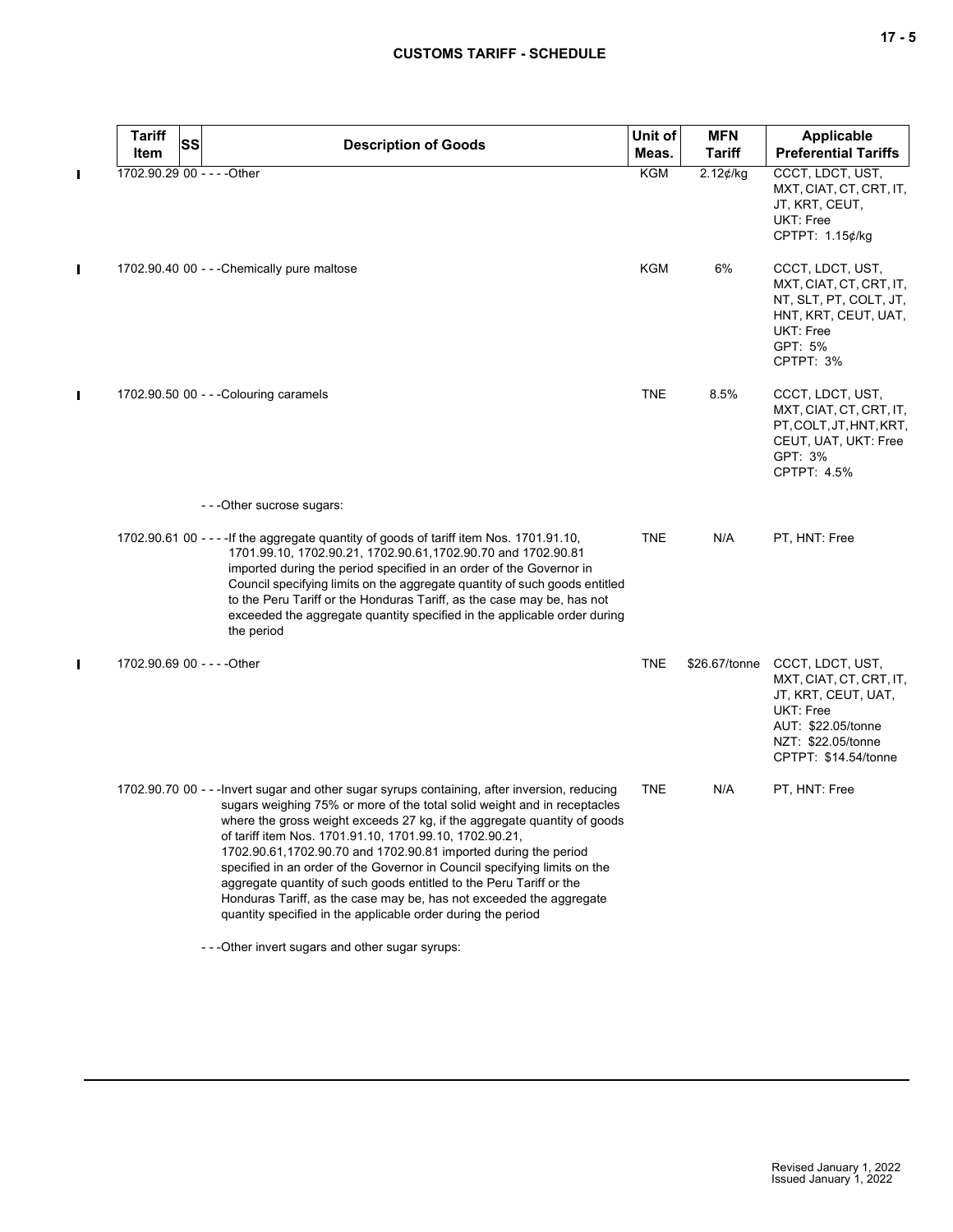| Tariff Item | SS | Description of Goods | Unit of Meas. | MFN Tariff | Applicable Preferential Tariffs |
|---|---|---|---|---|---|
| 1702.90.29 | 00 | - - - -Other | KGM | 2.12¢/kg | CCCT, LDCT, UST, MXT, CIAT, CT, CRT, IT, JT, KRT, CEUT, UKT: Free<br>CPTPT: 1.15¢/kg |
| 1702.90.40 | 00 | - - -Chemically pure maltose | KGM | 6% | CCCT, LDCT, UST, MXT, CIAT, CT, CRT, IT, NT, SLT, PT, COLT, JT, HNT, KRT, CEUT, UAT, UKT: Free<br>GPT: 5%<br>CPTPT: 3% |
| 1702.90.50 | 00 | - - -Colouring caramels | TNE | 8.5% | CCCT, LDCT, UST, MXT, CIAT, CT, CRT, IT, PT, COLT, JT, HNT, KRT, CEUT, UAT, UKT: Free<br>GPT: 3%<br>CPTPT: 4.5% |
| | | - - -Other sucrose sugars: | | | |
| 1702.90.61 | 00 | - - - -If the aggregate quantity of goods of tariff item Nos. 1701.91.10, 1701.99.10, 1702.90.21, 1702.90.61,1702.90.70 and 1702.90.81 imported during the period specified in an order of the Governor in Council specifying limits on the aggregate quantity of such goods entitled to the Peru Tariff or the Honduras Tariff, as the case may be, has not exceeded the aggregate quantity specified in the applicable order during the period | TNE | N/A | PT, HNT: Free |
| 1702.90.69 | 00 | - - - -Other | TNE | $26.67/tonne | CCCT, LDCT, UST, MXT, CIAT, CT, CRT, IT, JT, KRT, CEUT, UAT, UKT: Free<br>AUT: $22.05/tonne<br>NZT: $22.05/tonne<br>CPTPT: $14.54/tonne |
| 1702.90.70 | 00 | - - -Invert sugar and other sugar syrups containing, after inversion, reducing sugars weighing 75% or more of the total solid weight and in receptacles where the gross weight exceeds 27 kg, if the aggregate quantity of goods of tariff item Nos. 1701.91.10, 1701.99.10, 1702.90.21, 1702.90.61,1702.90.70 and 1702.90.81 imported during the period specified in an order of the Governor in Council specifying limits on the aggregate quantity of such goods entitled to the Peru Tariff or the Honduras Tariff, as the case may be, has not exceeded the aggregate quantity specified in the applicable order during the period | TNE | N/A | PT, HNT: Free |
| | | - - -Other invert sugars and other sugar syrups: | | | |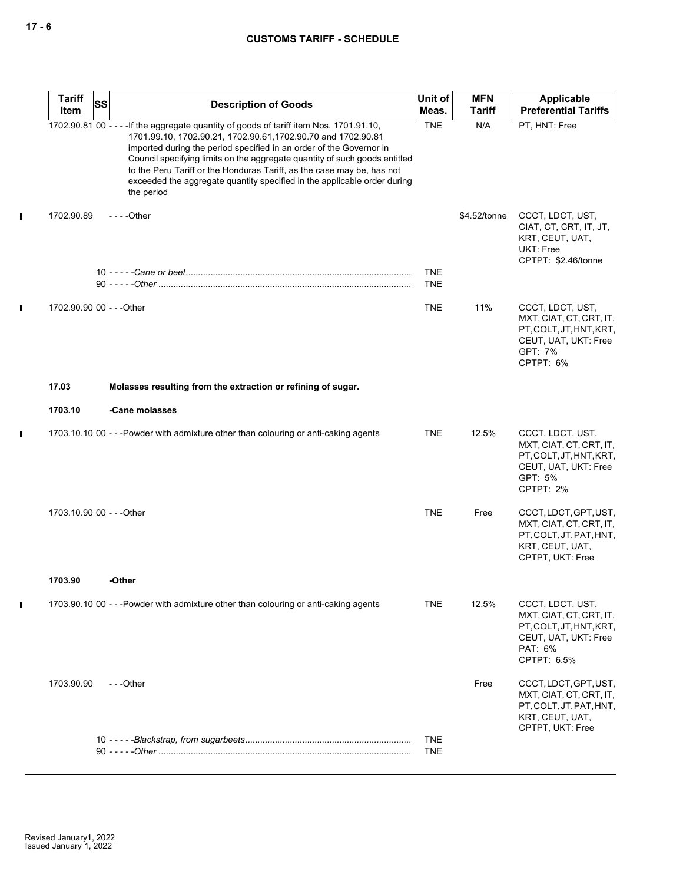| Tariff Item | SS | Description of Goods | Unit of Meas. | MFN Tariff | Applicable Preferential Tariffs |
|---|---|---|---|---|---|
| 1702.90.81 | 00 | - - - -If the aggregate quantity of goods of tariff item Nos. 1701.91.10, 1701.99.10, 1702.90.21, 1702.90.61,1702.90.70 and 1702.90.81 imported during the period specified in an order of the Governor in Council specifying limits on the aggregate quantity of such goods entitled to the Peru Tariff or the Honduras Tariff, as the case may be, has not exceeded the aggregate quantity specified in the applicable order during the period | TNE | N/A | PT, HNT: Free |
| 1702.90.89 | | - - - -Other | | $4.52/tonne | CCCT, LDCT, UST, CIAT, CT, CRT, IT, JT, KRT, CEUT, UAT, UKT: Free<br>CPTPT: $2.46/tonne |
| | 10 | - - - - -*Cane or beet* | TNE | | |
| | 90 | - - - - -*Other* | TNE | | |
| 1702.90.90 | 00 | - - -Other | TNE | 11% | CCCT, LDCT, UST, MXT, CIAT, CT, CRT, IT, PT, COLT, JT, HNT, KRT, CEUT, UAT, UKT: Free<br>GPT: 7%<br>CPTPT: 6% |
| **17.03** | | **Molasses resulting from the extraction or refining of sugar.** | | | |
| **1703.10** | | **-Cane molasses** | | | |
| 1703.10.10 | 00 | - - -Powder with admixture other than colouring or anti-caking agents | TNE | 12.5% | CCCT, LDCT, UST, MXT, CIAT, CT, CRT, IT, PT, COLT, JT, HNT, KRT, CEUT, UAT, UKT: Free<br>GPT: 5%<br>CPTPT: 2% |
| 1703.10.90 | 00 | - - -Other | TNE | Free | CCCT, LDCT, GPT, UST, MXT, CIAT, CT, CRT, IT, PT, COLT, JT, PAT, HNT, KRT, CEUT, UAT, CPTPT, UKT: Free |
| **1703.90** | | **-Other** | | | |
| 1703.90.10 | 00 | - - -Powder with admixture other than colouring or anti-caking agents | TNE | 12.5% | CCCT, LDCT, UST, MXT, CIAT, CT, CRT, IT, PT, COLT, JT, HNT, KRT, CEUT, UAT, UKT: Free<br>PAT: 6%<br>CPTPT: 6.5% |
| 1703.90.90 | | - - -Other | | Free | CCCT, LDCT, GPT, UST, MXT, CIAT, CT, CRT, IT, PT, COLT, JT, PAT, HNT, KRT, CEUT, UAT, CPTPT, UKT: Free |
| | 10 | - - - - -*Blackstrap, from sugarbeets* | TNE | | |
| | 90 | - - - - -*Other* | TNE | | |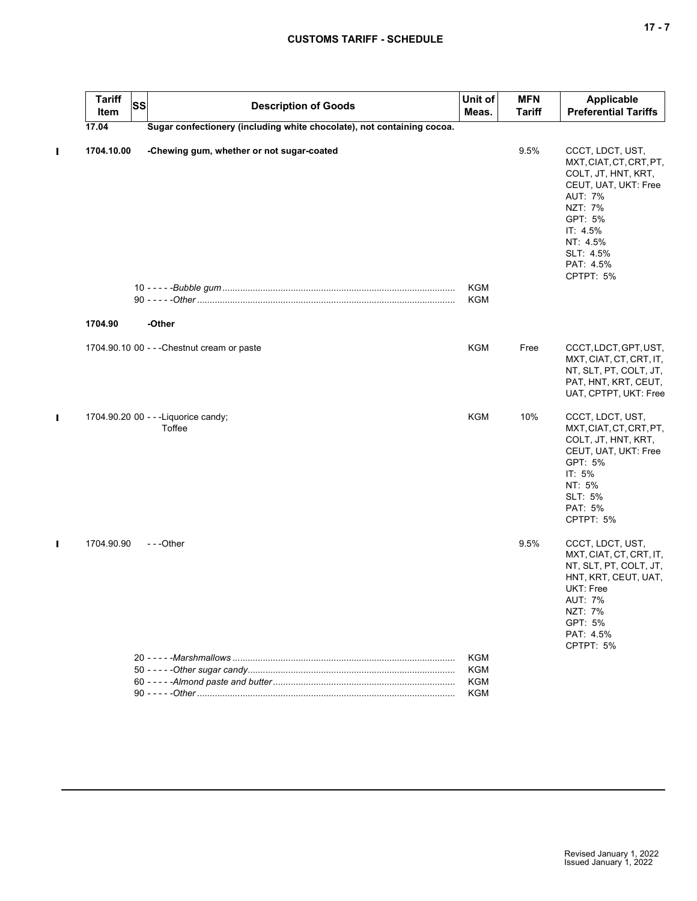| Tariff Item | SS | Description of Goods | Unit of Meas. | MFN Tariff | Applicable Preferential Tariffs |
|---|---|---|---|---|---|
| **17.04** | | **Sugar confectionery (including white chocolate), not containing cocoa.** | | | |
| **1704.10.00** | | **-Chewing gum, whether or not sugar-coated** | | 9.5% | CCCT, LDCT, UST, MXT, CIAT, CT, CRT, PT, COLT, JT, HNT, KRT, CEUT, UAT, UKT: Free<br>AUT: 7%<br>NZT: 7%<br>GPT: 5%<br>IT: 4.5%<br>NT: 4.5%<br>SLT: 4.5%<br>PAT: 4.5%<br>CPTPT: 5% |
| | 10 | - - - - -*Bubble gum* | KGM | | |
| | 90 | - - - - -*Other* | KGM | | |
| **1704.90** | | **-Other** | | | |
| 1704.90.10 | 00 | - - -Chestnut cream or paste | KGM | Free | CCCT, LDCT, GPT, UST, MXT, CIAT, CT, CRT, IT, NT, SLT, PT, COLT, JT, PAT, HNT, KRT, CEUT, UAT, CPTPT, UKT: Free |
| 1704.90.20 | 00 | - - -Liquorice candy;<br>Toffee | KGM | 10% | CCCT, LDCT, UST, MXT, CIAT, CT, CRT, PT, COLT, JT, HNT, KRT, CEUT, UAT, UKT: Free<br>GPT: 5%<br>IT: 5%<br>NT: 5%<br>SLT: 5%<br>PAT: 5%<br>CPTPT: 5% |
| 1704.90.90 | | - - -Other | | 9.5% | CCCT, LDCT, UST, MXT, CIAT, CT, CRT, IT, NT, SLT, PT, COLT, JT, HNT, KRT, CEUT, UAT, UKT: Free<br>AUT: 7%<br>NZT: 7%<br>GPT: 5%<br>PAT: 4.5%<br>CPTPT: 5% |
| | 20 | - - - - -*Marshmallows* | KGM | | |
| | 50 | - - - - -*Other sugar candy* | KGM | | |
| | 60 | - - - - -*Almond paste and butter* | KGM | | |
| | 90 | - - - - -*Other* | KGM | | |